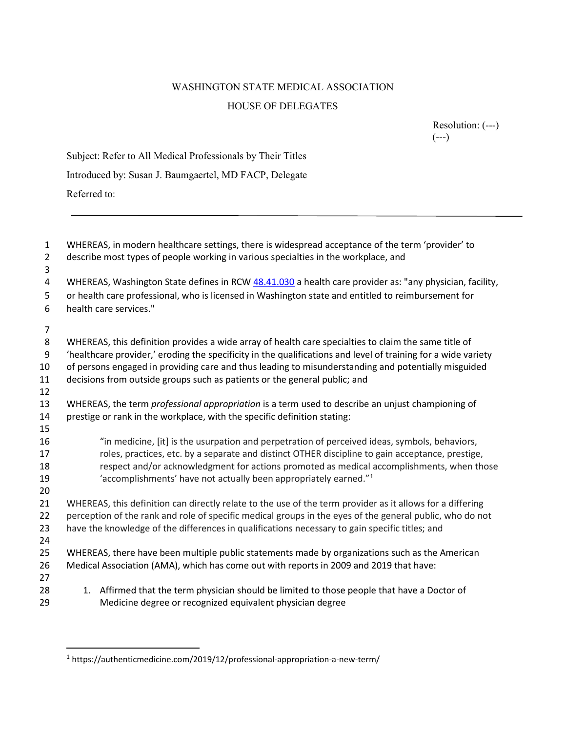WASHINGTON STATE MEDICAL ASSOCIATION

HOUSE OF DELEGATES

Resolution: (---)
(---)

Subject: Refer to All Medical Professionals by Their Titles

Introduced by: Susan J. Baumgaertel, MD FACP, Delegate

Referred to:

---

WHEREAS, in modern healthcare settings, there is widespread acceptance of the term 'provider' to describe most types of people working in various specialties in the workplace, and

WHEREAS, Washington State defines in RCW [48.41.030](48.41.030) a health care provider as: "any physician, facility, or health care professional, who is licensed in Washington state and entitled to reimbursement for health care services."

WHEREAS, this definition provides a wide array of health care specialties to claim the same title of 'healthcare provider,' eroding the specificity in the qualifications and level of training for a wide variety of persons engaged in providing care and thus leading to misunderstanding and potentially misguided decisions from outside groups such as patients or the general public; and

WHEREAS, the term *professional appropriation* is a term used to describe an unjust championing of prestige or rank in the workplace, with the specific definition stating:

> "in medicine, [it] is the usurpation and perpetration of perceived ideas, symbols, behaviors, roles, practices, etc. by a separate and distinct OTHER discipline to gain acceptance, prestige, respect and/or acknowledgment for actions promoted as medical accomplishments, when those 'accomplishments' have not actually been appropriately earned."[1]

WHEREAS, this definition can directly relate to the use of the term provider as it allows for a differing perception of the rank and role of specific medical groups in the eyes of the general public, who do not have the knowledge of the differences in qualifications necessary to gain specific titles; and

WHEREAS, there have been multiple public statements made by organizations such as the American Medical Association (AMA), which has come out with reports in 2009 and 2019 that have:

1. Affirmed that the term physician should be limited to those people that have a Doctor of Medicine degree or recognized equivalent physician degree

---

[1] https://authenticmedicine.com/2019/12/professional-appropriation-a-new-term/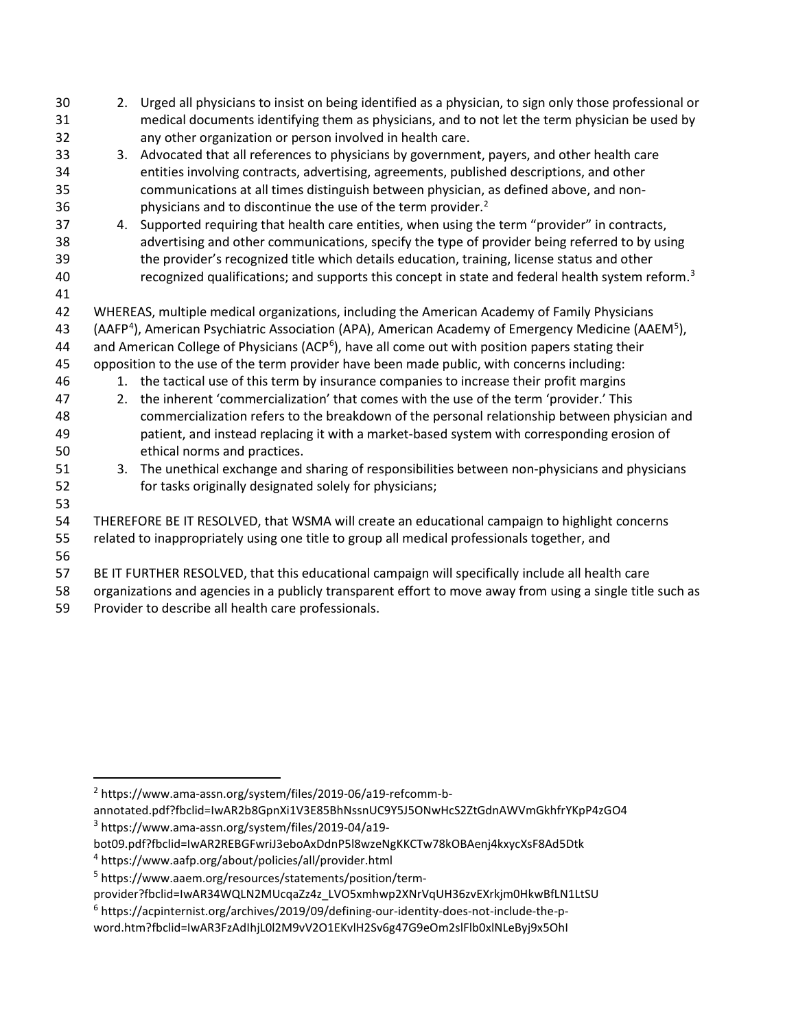2. Urged all physicians to insist on being identified as a physician, to sign only those professional or medical documents identifying them as physicians, and to not let the term physician be used by any other organization or person involved in health care.
3. Advocated that all references to physicians by government, payers, and other health care entities involving contracts, advertising, agreements, published descriptions, and other communications at all times distinguish between physician, as defined above, and non-physicians and to discontinue the use of the term provider.[2]
4. Supported requiring that health care entities, when using the term "provider" in contracts, advertising and other communications, specify the type of provider being referred to by using the provider's recognized title which details education, training, license status and other recognized qualifications; and supports this concept in state and federal health system reform.[3]

WHEREAS, multiple medical organizations, including the American Academy of Family Physicians (AAFP[4]), American Psychiatric Association (APA), American Academy of Emergency Medicine (AAEM[5]), and American College of Physicians (ACP[6]), have all come out with position papers stating their opposition to the use of the term provider have been made public, with concerns including:

1. the tactical use of this term by insurance companies to increase their profit margins
2. the inherent 'commercialization' that comes with the use of the term 'provider.' This commercialization refers to the breakdown of the personal relationship between physician and patient, and instead replacing it with a market-based system with corresponding erosion of ethical norms and practices.
3. The unethical exchange and sharing of responsibilities between non-physicians and physicians for tasks originally designated solely for physicians;

THEREFORE BE IT RESOLVED, that WSMA will create an educational campaign to highlight concerns related to inappropriately using one title to group all medical professionals together, and

BE IT FURTHER RESOLVED, that this educational campaign will specifically include all health care organizations and agencies in a publicly transparent effort to move away from using a single title such as Provider to describe all health care professionals.

---

[2] https://www.ama-assn.org/system/files/2019-06/a19-refcomm-b-annotated.pdf?fbclid=IwAR2b8GpnXi1V3E85BhNssnUC9Y5J5ONwHcS2ZtGdnAWVmGkhfrYKpP4zGO4

[3] https://www.ama-assn.org/system/files/2019-04/a19-bot09.pdf?fbclid=IwAR2REBGFwriJ3eboAxDdnP5l8wzeNgKKCTw78kOBAenj4kxycXsF8Ad5Dtk

[4] https://www.aafp.org/about/policies/all/provider.html

[5] https://www.aaem.org/resources/statements/position/term-provider?fbclid=IwAR34WQLN2MUcqaZz4z_LVO5xmhwp2XNrVqUH36zvEXrkjm0HkwBfLN1LtSU

[6] https://acpinternist.org/archives/2019/09/defining-our-identity-does-not-include-the-p-word.htm?fbclid=IwAR3FzAdIhjL0l2M9vV2O1EKvlH2Sv6g47G9eOm2slFlb0xlNLeByj9x5OhI